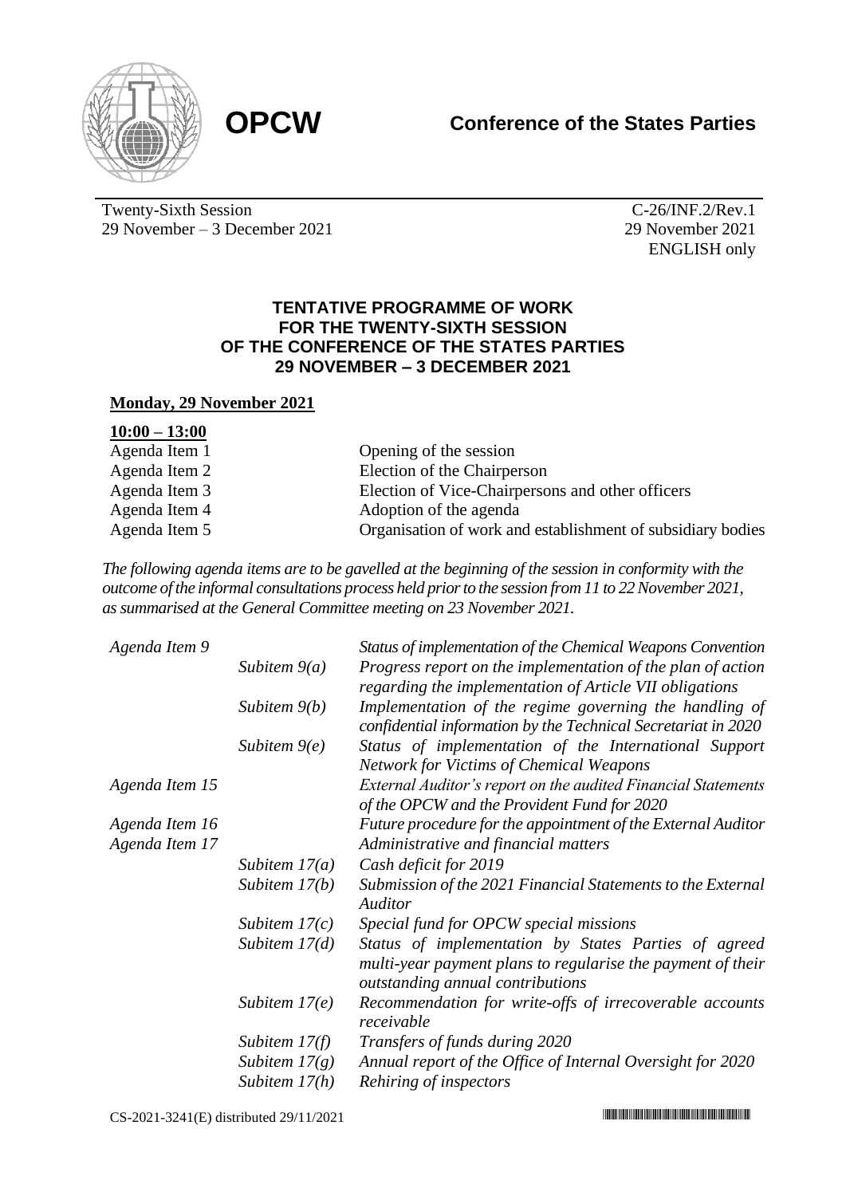**OPCW** **Conference of the States Parties**

Twenty-Sixth Session
29 November – 3 December 2021

C-26/INF.2/Rev.1
29 November 2021
ENGLISH only

# TENTATIVE PROGRAMME OF WORK FOR THE TWENTY-SIXTH SESSION OF THE CONFERENCE OF THE STATES PARTIES 29 NOVEMBER – 3 DECEMBER 2021

**Monday, 29 November 2021**

**10:00 – 13:00**

| | |
|---|---|
| Agenda Item 1 | Opening of the session |
| Agenda Item 2 | Election of the Chairperson |
| Agenda Item 3 | Election of Vice-Chairpersons and other officers |
| Agenda Item 4 | Adoption of the agenda |
| Agenda Item 5 | Organisation of work and establishment of subsidiary bodies |

*The following agenda items are to be gavelled at the beginning of the session in conformity with the outcome of the informal consultations process held prior to the session from 11 to 22 November 2021, as summarised at the General Committee meeting on 23 November 2021.*

| | | |
|---|---|---|
| *Agenda Item 9* | | *Status of implementation of the Chemical Weapons Convention* |
| | *Subitem 9(a)* | *Progress report on the implementation of the plan of action regarding the implementation of Article VII obligations* |
| | *Subitem 9(b)* | *Implementation of the regime governing the handling of confidential information by the Technical Secretariat in 2020* |
| | *Subitem 9(e)* | *Status of implementation of the International Support Network for Victims of Chemical Weapons* |
| *Agenda Item 15* | | *External Auditor's report on the audited Financial Statements of the OPCW and the Provident Fund for 2020* |
| *Agenda Item 16* | | *Future procedure for the appointment of the External Auditor* |
| *Agenda Item 17* | | *Administrative and financial matters* |
| | *Subitem 17(a)* | *Cash deficit for 2019* |
| | *Subitem 17(b)* | *Submission of the 2021 Financial Statements to the External Auditor* |
| | *Subitem 17(c)* | *Special fund for OPCW special missions* |
| | *Subitem 17(d)* | *Status of implementation by States Parties of agreed multi-year payment plans to regularise the payment of their outstanding annual contributions* |
| | *Subitem 17(e)* | *Recommendation for write-offs of irrecoverable accounts receivable* |
| | *Subitem 17(f)* | *Transfers of funds during 2020* |
| | *Subitem 17(g)* | *Annual report of the Office of Internal Oversight for 2020* |
| | *Subitem 17(h)* | *Rehiring of inspectors* |

CS-2021-3241(E) distributed 29/11/2021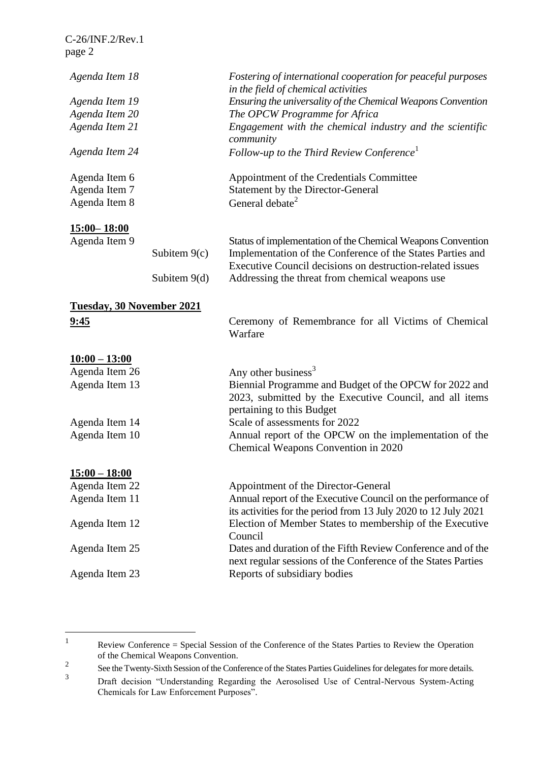| | |
|---|---|
| *Agenda Item 18* | *Fostering of international cooperation for peaceful purposes in the field of chemical activities* |
| *Agenda Item 19* | *Ensuring the universality of the Chemical Weapons Convention* |
| *Agenda Item 20* | *The OPCW Programme for Africa* |
| *Agenda Item 21* | *Engagement with the chemical industry and the scientific community* |
| *Agenda Item 24* | *Follow-up to the Third Review Conference*[1] |
| Agenda Item 6 | Appointment of the Credentials Committee |
| Agenda Item 7 | Statement by the Director-General |
| Agenda Item 8 | General debate[2] |

**15:00– 18:00**

| | | |
|---|---|---|
| Agenda Item 9 | | Status of implementation of the Chemical Weapons Convention |
| | Subitem 9(c) | Implementation of the Conference of the States Parties and Executive Council decisions on destruction-related issues |
| | Subitem 9(d) | Addressing the threat from chemical weapons use |

**Tuesday, 30 November 2021**

**9:45** Ceremony of Remembrance for all Victims of Chemical Warfare

**10:00 – 13:00**

| | |
|---|---|
| Agenda Item 26 | Any other business[3] |
| Agenda Item 13 | Biennial Programme and Budget of the OPCW for 2022 and 2023, submitted by the Executive Council, and all items pertaining to this Budget |
| Agenda Item 14 | Scale of assessments for 2022 |
| Agenda Item 10 | Annual report of the OPCW on the implementation of the Chemical Weapons Convention in 2020 |

**15:00 – 18:00**

| | |
|---|---|
| Agenda Item 22 | Appointment of the Director-General |
| Agenda Item 11 | Annual report of the Executive Council on the performance of its activities for the period from 13 July 2020 to 12 July 2021 |
| Agenda Item 12 | Election of Member States to membership of the Executive Council |
| Agenda Item 25 | Dates and duration of the Fifth Review Conference and of the next regular sessions of the Conference of the States Parties |
| Agenda Item 23 | Reports of subsidiary bodies |

---

1 Review Conference = Special Session of the Conference of the States Parties to Review the Operation of the Chemical Weapons Convention.

2 See the Twenty-Sixth Session of the Conference of the States Parties Guidelines for delegates for more details.

3 Draft decision "Understanding Regarding the Aerosolised Use of Central-Nervous System-Acting Chemicals for Law Enforcement Purposes".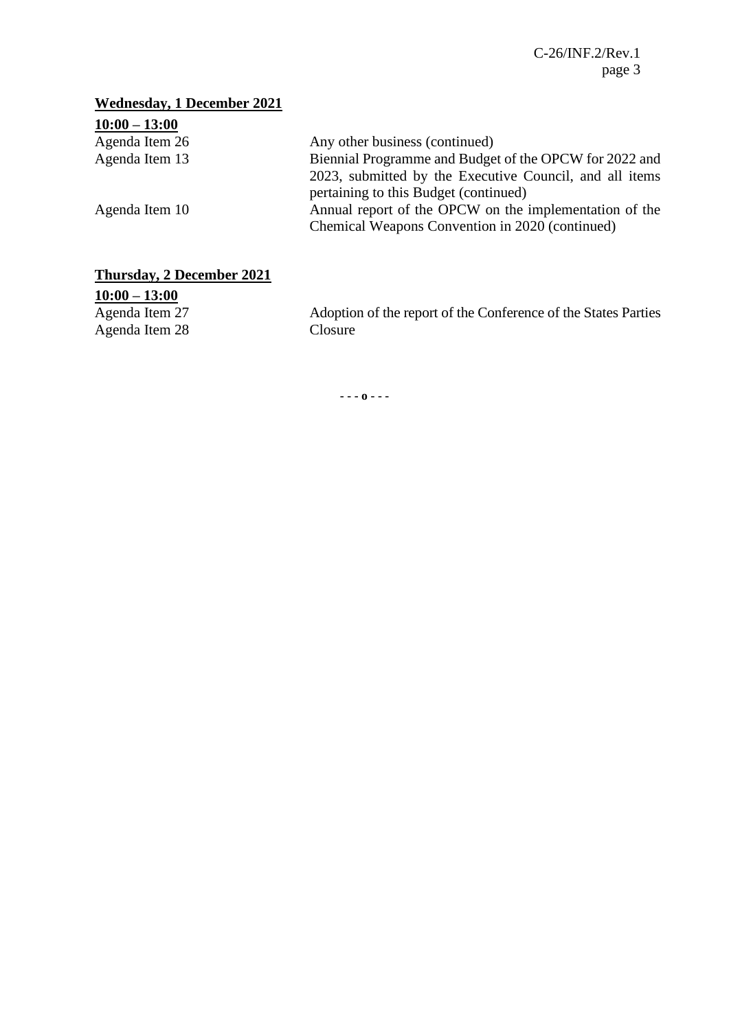**Wednesday, 1 December 2021**

**10:00 – 13:00**

| | |
|---|---|
| Agenda Item 26 | Any other business (continued) |
| Agenda Item 13 | Biennial Programme and Budget of the OPCW for 2022 and 2023, submitted by the Executive Council, and all items pertaining to this Budget (continued) |
| Agenda Item 10 | Annual report of the OPCW on the implementation of the Chemical Weapons Convention in 2020 (continued) |

**Thursday, 2 December 2021**

**10:00 – 13:00**

| | |
|---|---|
| Agenda Item 27 | Adoption of the report of the Conference of the States Parties |
| Agenda Item 28 | Closure |

- - - o - - -